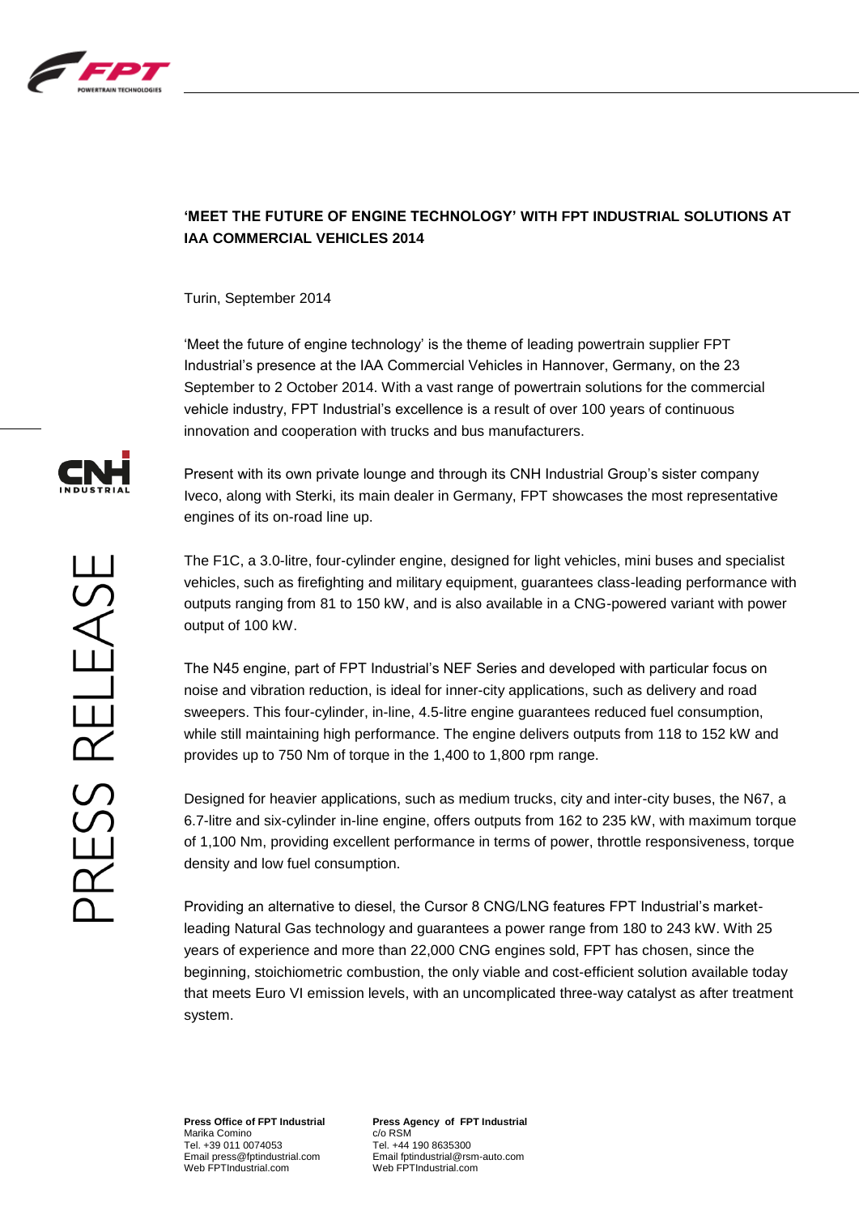## 'MEET THE FUTURE OF ENGINE TECHNOLOGY' WITH FPT INDUSTRIAL SOLUTIONS AT IAA COMMERCIAL VEHICLES 2014

Turin, September 2014

'Meet the future of engine technology' is the theme of leading powertrain supplier FPT Industrial's presence at the IAA Commercial Vehicles in Hannover, Germany, on the 23 September to 2 October 2014. With a vast range of powertrain solutions for the commercial vehicle industry, FPT Industrial's excellence is a result of over 100 years of continuous innovation and cooperation with trucks and bus manufacturers.

Present with its own private lounge and through its CNH Industrial Group's sister company Iveco, along with Sterki, its main dealer in Germany, FPT showcases the most representative engines of its on-road line up.

The F1C, a 3.0-litre, four-cylinder engine, designed for light vehicles, mini buses and specialist vehicles, such as firefighting and military equipment, guarantees class-leading performance with outputs ranging from 81 to 150 kW, and is also available in a CNG-powered variant with power output of 100 kW.

The N45 engine, part of FPT Industrial's NEF Series and developed with particular focus on noise and vibration reduction, is ideal for inner-city applications, such as delivery and road sweepers. This four-cylinder, in-line, 4.5-litre engine guarantees reduced fuel consumption, while still maintaining high performance. The engine delivers outputs from 118 to 152 kW and provides up to 750 Nm of torque in the 1,400 to 1,800 rpm range.

Designed for heavier applications, such as medium trucks, city and inter-city buses, the N67, a 6.7-litre and six-cylinder in-line engine, offers outputs from 162 to 235 kW, with maximum torque of 1,100 Nm, providing excellent performance in terms of power, throttle responsiveness, torque density and low fuel consumption.

Providing an alternative to diesel, the Cursor 8 CNG/LNG features FPT Industrial's market-leading Natural Gas technology and guarantees a power range from 180 to 243 kW. With 25 years of experience and more than 22,000 CNG engines sold, FPT has chosen, since the beginning, stoichiometric combustion, the only viable and cost-efficient solution available today that meets Euro VI emission levels, with an uncomplicated three-way catalyst as after treatment system.

**Press Office of FPT Industrial**
Marika Comino
Tel. +39 011 0074053
Email press@fptindustrial.com
Web FPTIndustrial.com

**Press Agency of FPT Industrial**
c/o RSM
Tel. +44 190 8635300
Email fptindustrial@rsm-auto.com
Web FPTIndustrial.com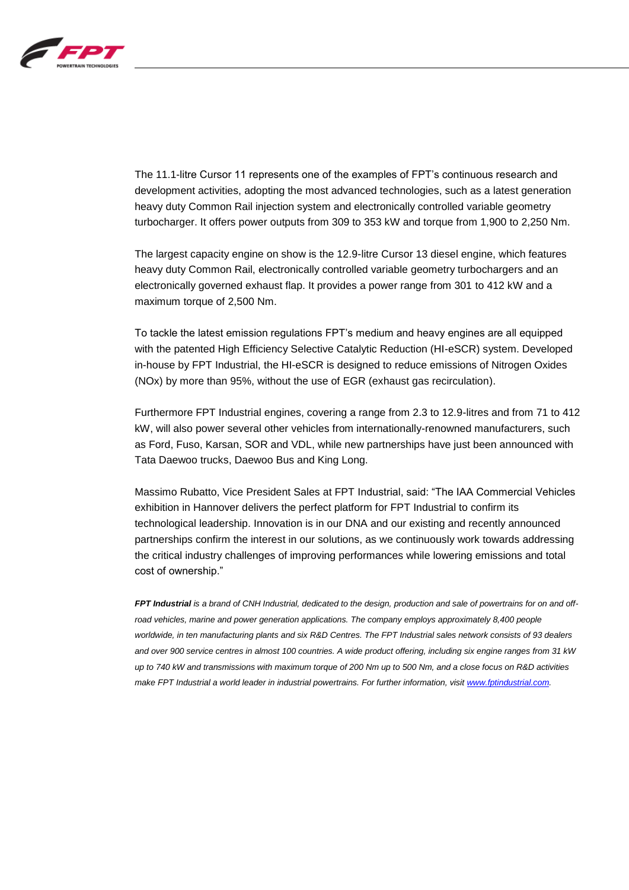The 11.1-litre Cursor 11 represents one of the examples of FPT's continuous research and development activities, adopting the most advanced technologies, such as a latest generation heavy duty Common Rail injection system and electronically controlled variable geometry turbocharger. It offers power outputs from 309 to 353 kW and torque from 1,900 to 2,250 Nm.

The largest capacity engine on show is the 12.9-litre Cursor 13 diesel engine, which features heavy duty Common Rail, electronically controlled variable geometry turbochargers and an electronically governed exhaust flap. It provides a power range from 301 to 412 kW and a maximum torque of 2,500 Nm.

To tackle the latest emission regulations FPT's medium and heavy engines are all equipped with the patented High Efficiency Selective Catalytic Reduction (HI-eSCR) system. Developed in-house by FPT Industrial, the HI-eSCR is designed to reduce emissions of Nitrogen Oxides (NOx) by more than 95%, without the use of EGR (exhaust gas recirculation).

Furthermore FPT Industrial engines, covering a range from 2.3 to 12.9-litres and from 71 to 412 kW, will also power several other vehicles from internationally-renowned manufacturers, such as Ford, Fuso, Karsan, SOR and VDL, while new partnerships have just been announced with Tata Daewoo trucks, Daewoo Bus and King Long.

Massimo Rubatto, Vice President Sales at FPT Industrial, said: "The IAA Commercial Vehicles exhibition in Hannover delivers the perfect platform for FPT Industrial to confirm its technological leadership. Innovation is in our DNA and our existing and recently announced partnerships confirm the interest in our solutions, as we continuously work towards addressing the critical industry challenges of improving performances while lowering emissions and total cost of ownership."

***FPT Industrial*** *is a brand of CNH Industrial, dedicated to the design, production and sale of powertrains for on and off-road vehicles, marine and power generation applications. The company employs approximately 8,400 people worldwide, in ten manufacturing plants and six R&D Centres. The FPT Industrial sales network consists of 93 dealers and over 900 service centres in almost 100 countries. A wide product offering, including six engine ranges from 31 kW up to 740 kW and transmissions with maximum torque of 200 Nm up to 500 Nm, and a close focus on R&D activities make FPT Industrial a world leader in industrial powertrains. For further information, visit [www.fptindustrial.com](http://www.fptindustrial.com).*